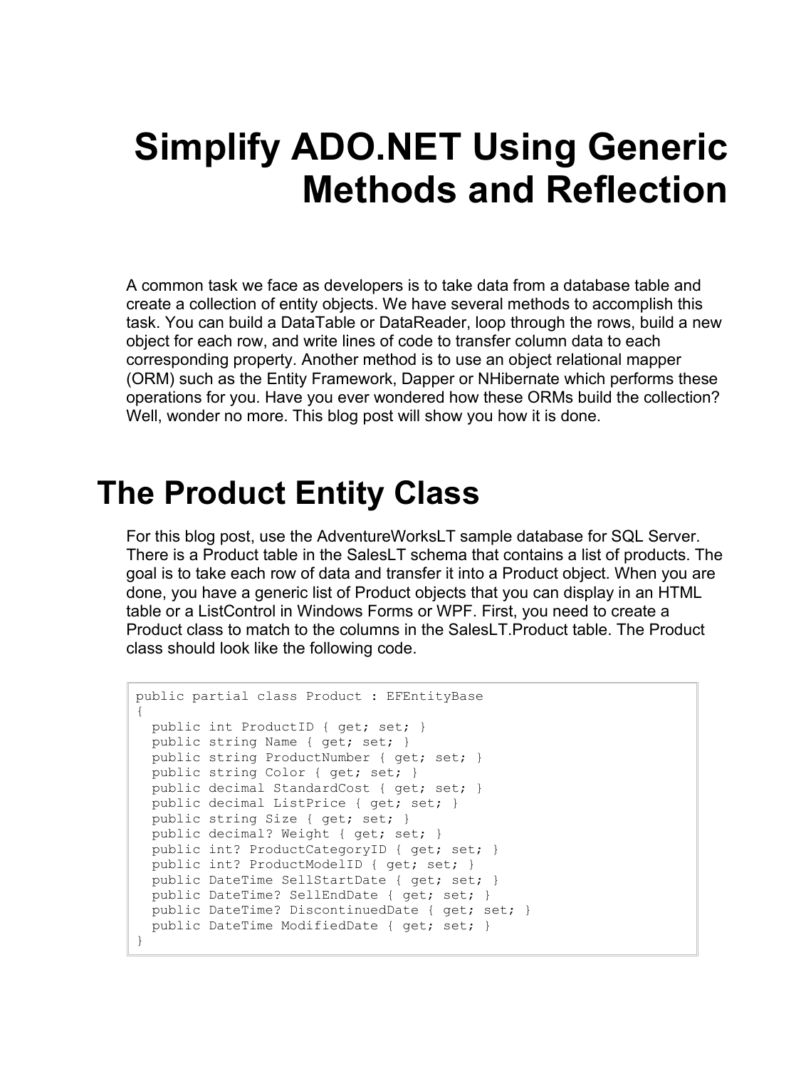# Simplify ADO.NET Using Generic Methods and Reflection

A common task we face as developers is to take data from a database table and create a collection of entity objects. We have several methods to accomplish this task. You can build a DataTable or DataReader, loop through the rows, build a new object for each row, and write lines of code to transfer column data to each corresponding property. Another method is to use an object relational mapper (ORM) such as the Entity Framework, Dapper or NHibernate which performs these operations for you. Have you ever wondered how these ORMs build the collection? Well, wonder no more. This blog post will show you how it is done.

## The Product Entity Class

For this blog post, use the AdventureWorksLT sample database for SQL Server. There is a Product table in the SalesLT schema that contains a list of products. The goal is to take each row of data and transfer it into a Product object. When you are done, you have a generic list of Product objects that you can display in an HTML table or a ListControl in Windows Forms or WPF. First, you need to create a Product class to match to the columns in the SalesLT.Product table. The Product class should look like the following code.

```
public partial class Product : EFEntityBase
{
  public int ProductID { get; set; }
  public string Name { get; set; }
  public string ProductNumber { get; set; }
  public string Color { get; set; }
  public decimal StandardCost { get; set; }
  public decimal ListPrice { get; set; }
  public string Size { get; set; }
  public decimal? Weight { get; set; }
  public int? ProductCategoryID { get; set; }
  public int? ProductModelID { get; set; }
  public DateTime SellStartDate { get; set; }
  public DateTime? SellEndDate { get; set; }
  public DateTime? DiscontinuedDate { get; set; }
  public DateTime ModifiedDate { get; set; }
}
```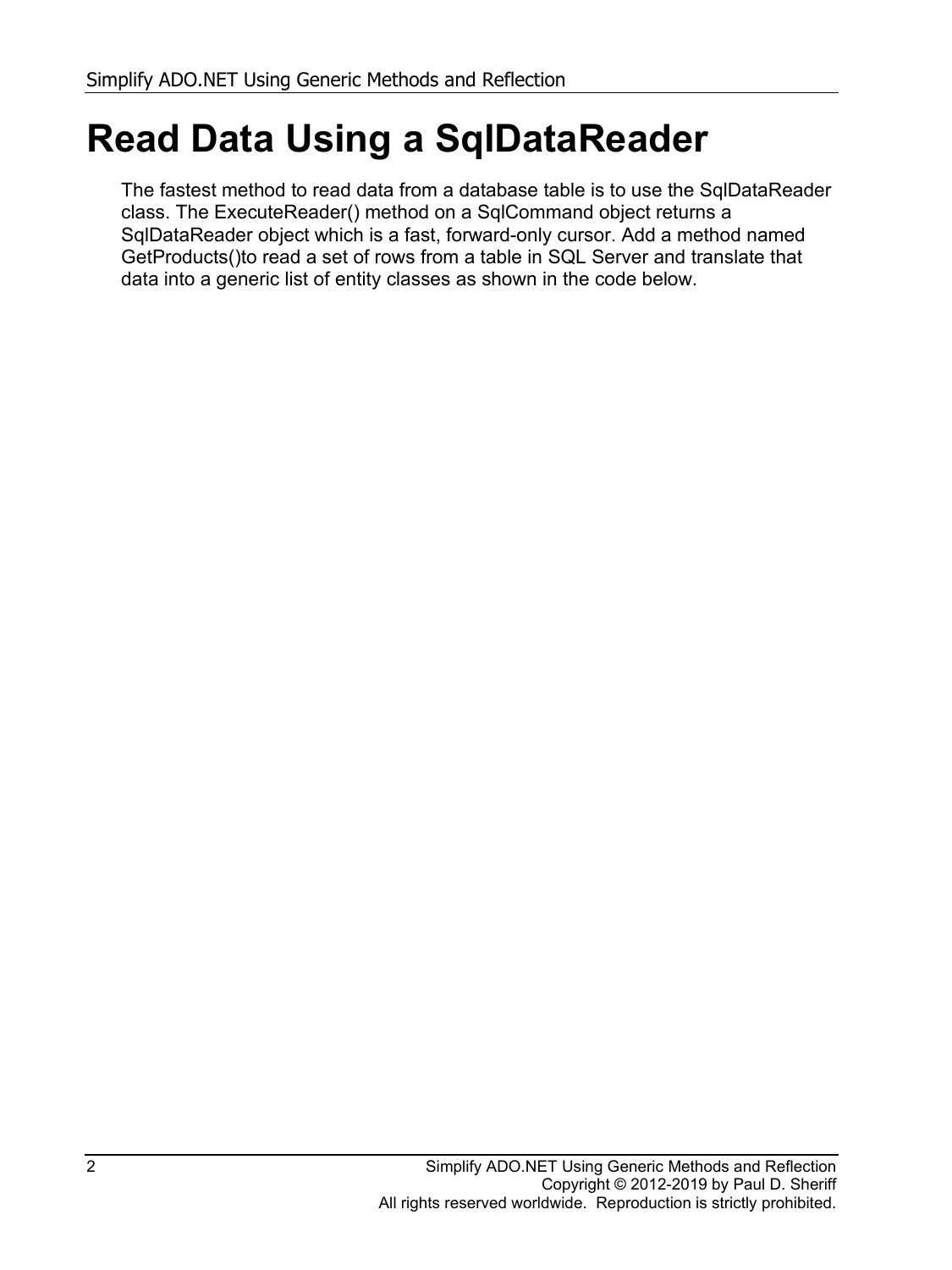# Read Data Using a SqlDataReader

The fastest method to read data from a database table is to use the SqlDataReader class. The ExecuteReader() method on a SqlCommand object returns a SqlDataReader object which is a fast, forward-only cursor. Add a method named GetProducts()to read a set of rows from a table in SQL Server and translate that data into a generic list of entity classes as shown in the code below.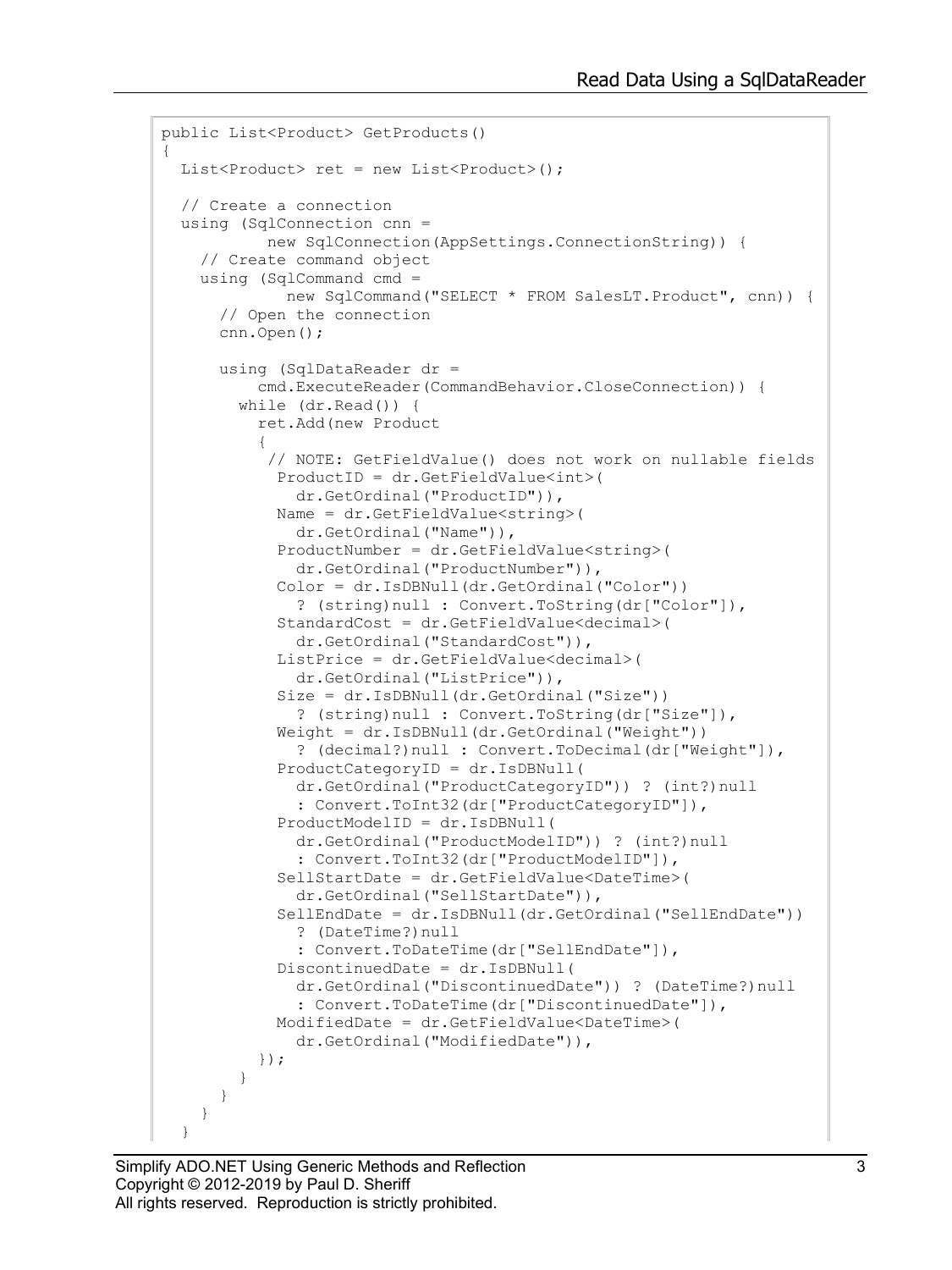```
public List<Product> GetProducts()
{
  List<Product> ret = new List<Product>();

  // Create a connection
  using (SqlConnection cnn =
           new SqlConnection(AppSettings.ConnectionString)) {
    // Create command object
    using (SqlCommand cmd =
             new SqlCommand("SELECT * FROM SalesLT.Product", cnn)) {
      // Open the connection
      cnn.Open();

      using (SqlDataReader dr =
          cmd.ExecuteReader(CommandBehavior.CloseConnection)) {
        while (dr.Read()) {
          ret.Add(new Product
          {
           // NOTE: GetFieldValue() does not work on nullable fields
            ProductID = dr.GetFieldValue<int>(
              dr.GetOrdinal("ProductID")),
            Name = dr.GetFieldValue<string>(
              dr.GetOrdinal("Name")),
            ProductNumber = dr.GetFieldValue<string>(
              dr.GetOrdinal("ProductNumber")),
            Color = dr.IsDBNull(dr.GetOrdinal("Color"))
              ? (string)null : Convert.ToString(dr["Color"]),
            StandardCost = dr.GetFieldValue<decimal>(
              dr.GetOrdinal("StandardCost")),
            ListPrice = dr.GetFieldValue<decimal>(
              dr.GetOrdinal("ListPrice")),
            Size = dr.IsDBNull(dr.GetOrdinal("Size"))
              ? (string)null : Convert.ToString(dr["Size"]),
            Weight = dr.IsDBNull(dr.GetOrdinal("Weight"))
              ? (decimal?)null : Convert.ToDecimal(dr["Weight"]),
            ProductCategoryID = dr.IsDBNull(
              dr.GetOrdinal("ProductCategoryID")) ? (int?)null
              : Convert.ToInt32(dr["ProductCategoryID"]),
            ProductModelID = dr.IsDBNull(
              dr.GetOrdinal("ProductModelID")) ? (int?)null
              : Convert.ToInt32(dr["ProductModelID"]),
            SellStartDate = dr.GetFieldValue<DateTime>(
              dr.GetOrdinal("SellStartDate")),
            SellEndDate = dr.IsDBNull(dr.GetOrdinal("SellEndDate"))
              ? (DateTime?)null
              : Convert.ToDateTime(dr["SellEndDate"]),
            DiscontinuedDate = dr.IsDBNull(
              dr.GetOrdinal("DiscontinuedDate")) ? (DateTime?)null
              : Convert.ToDateTime(dr["DiscontinuedDate"]),
            ModifiedDate = dr.GetFieldValue<DateTime>(
              dr.GetOrdinal("ModifiedDate")),
          });
        }
      }
    }
  }
```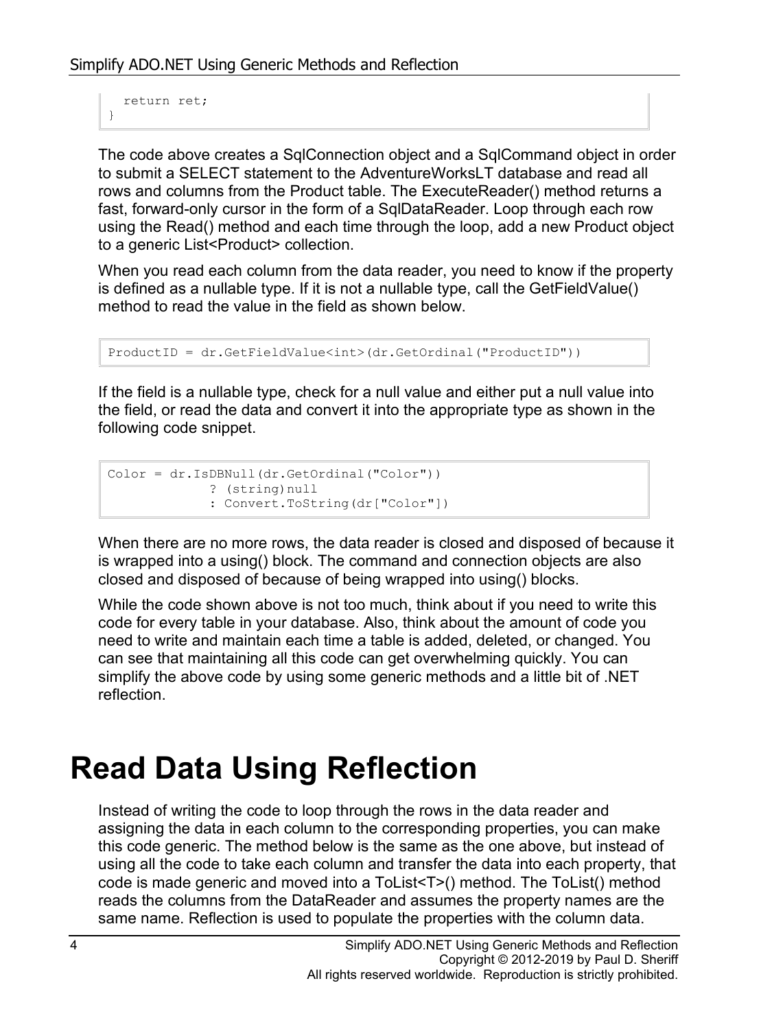```
  return ret;
}
```

The code above creates a SqlConnection object and a SqlCommand object in order to submit a SELECT statement to the AdventureWorksLT database and read all rows and columns from the Product table. The ExecuteReader() method returns a fast, forward-only cursor in the form of a SqlDataReader. Loop through each row using the Read() method and each time through the loop, add a new Product object to a generic List<Product> collection.

When you read each column from the data reader, you need to know if the property is defined as a nullable type. If it is not a nullable type, call the GetFieldValue() method to read the value in the field as shown below.

```
ProductID = dr.GetFieldValue<int>(dr.GetOrdinal("ProductID"))
```

If the field is a nullable type, check for a null value and either put a null value into the field, or read the data and convert it into the appropriate type as shown in the following code snippet.

```
Color = dr.IsDBNull(dr.GetOrdinal("Color"))
             ? (string)null
             : Convert.ToString(dr["Color"])
```

When there are no more rows, the data reader is closed and disposed of because it is wrapped into a using() block. The command and connection objects are also closed and disposed of because of being wrapped into using() blocks.

While the code shown above is not too much, think about if you need to write this code for every table in your database. Also, think about the amount of code you need to write and maintain each time a table is added, deleted, or changed. You can see that maintaining all this code can get overwhelming quickly. You can simplify the above code by using some generic methods and a little bit of .NET reflection.

# Read Data Using Reflection

Instead of writing the code to loop through the rows in the data reader and assigning the data in each column to the corresponding properties, you can make this code generic. The method below is the same as the one above, but instead of using all the code to take each column and transfer the data into each property, that code is made generic and moved into a ToList<T>() method. The ToList() method reads the columns from the DataReader and assumes the property names are the same name. Reflection is used to populate the properties with the column data.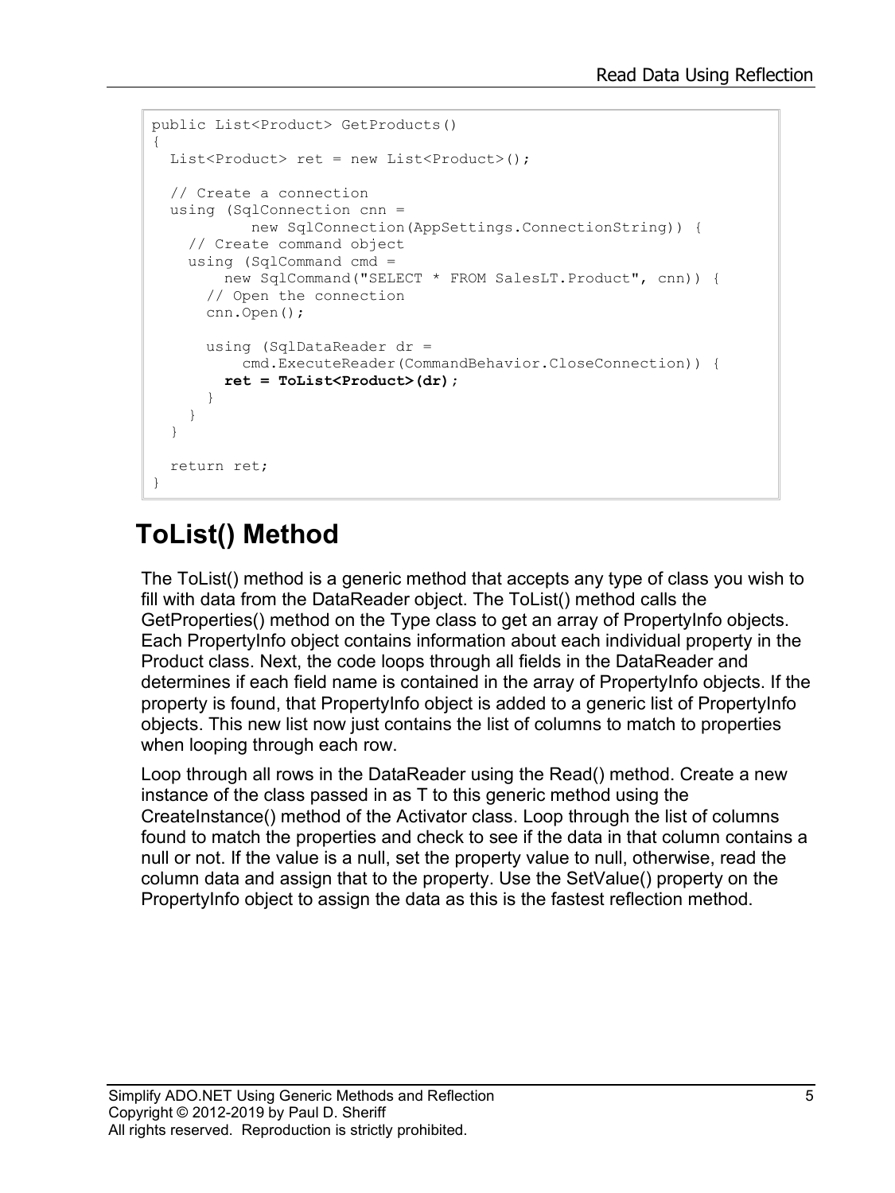```
public List<Product> GetProducts()
{
  List<Product> ret = new List<Product>();

  // Create a connection
  using (SqlConnection cnn =
           new SqlConnection(AppSettings.ConnectionString)) {
    // Create command object
    using (SqlCommand cmd =
        new SqlCommand("SELECT * FROM SalesLT.Product", cnn)) {
      // Open the connection
      cnn.Open();

      using (SqlDataReader dr =
          cmd.ExecuteReader(CommandBehavior.CloseConnection)) {
        ret = ToList<Product>(dr);
      }
    }
  }

  return ret;
}
```

## ToList() Method

The ToList() method is a generic method that accepts any type of class you wish to fill with data from the DataReader object. The ToList() method calls the GetProperties() method on the Type class to get an array of PropertyInfo objects. Each PropertyInfo object contains information about each individual property in the Product class. Next, the code loops through all fields in the DataReader and determines if each field name is contained in the array of PropertyInfo objects. If the property is found, that PropertyInfo object is added to a generic list of PropertyInfo objects. This new list now just contains the list of columns to match to properties when looping through each row.

Loop through all rows in the DataReader using the Read() method. Create a new instance of the class passed in as T to this generic method using the CreateInstance() method of the Activator class. Loop through the list of columns found to match the properties and check to see if the data in that column contains a null or not. If the value is a null, set the property value to null, otherwise, read the column data and assign that to the property. Use the SetValue() property on the PropertyInfo object to assign the data as this is the fastest reflection method.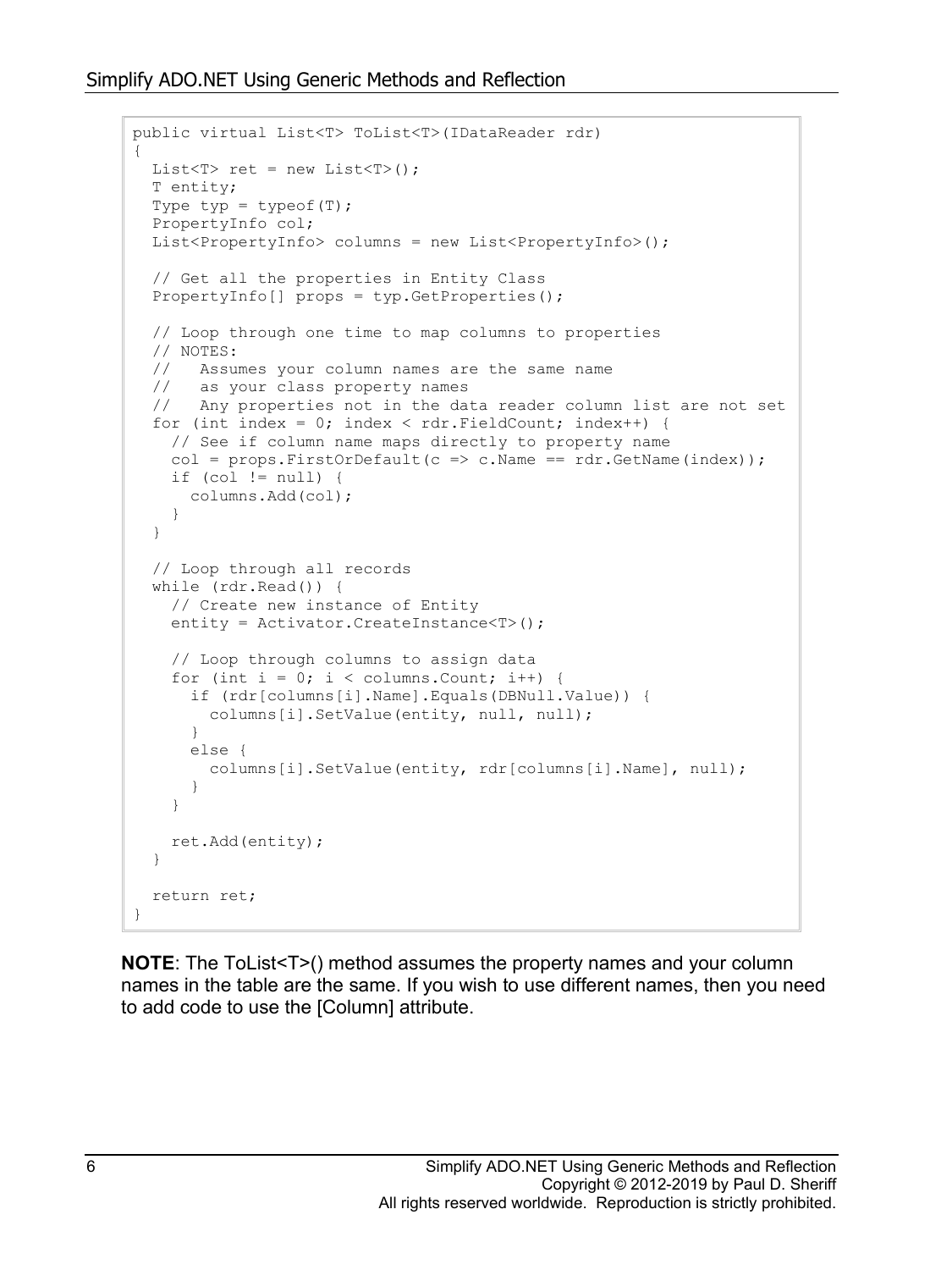```
public virtual List<T> ToList<T>(IDataReader rdr)
{
  List<T> ret = new List<T>();
  T entity;
  Type typ = typeof(T);
  PropertyInfo col;
  List<PropertyInfo> columns = new List<PropertyInfo>();

  // Get all the properties in Entity Class
  PropertyInfo[] props = typ.GetProperties();

  // Loop through one time to map columns to properties
  // NOTES:
  //   Assumes your column names are the same name
  //   as your class property names
  //   Any properties not in the data reader column list are not set
  for (int index = 0; index < rdr.FieldCount; index++) {
    // See if column name maps directly to property name
    col = props.FirstOrDefault(c => c.Name == rdr.GetName(index));
    if (col != null) {
      columns.Add(col);
    }
  }

  // Loop through all records
  while (rdr.Read()) {
    // Create new instance of Entity
    entity = Activator.CreateInstance<T>();

    // Loop through columns to assign data
    for (int i = 0; i < columns.Count; i++) {
      if (rdr[columns[i].Name].Equals(DBNull.Value)) {
        columns[i].SetValue(entity, null, null);
      }
      else {
        columns[i].SetValue(entity, rdr[columns[i].Name], null);
      }
    }

    ret.Add(entity);
  }

  return ret;
}
```

**NOTE**: The ToList<T>() method assumes the property names and your column names in the table are the same. If you wish to use different names, then you need to add code to use the [Column] attribute.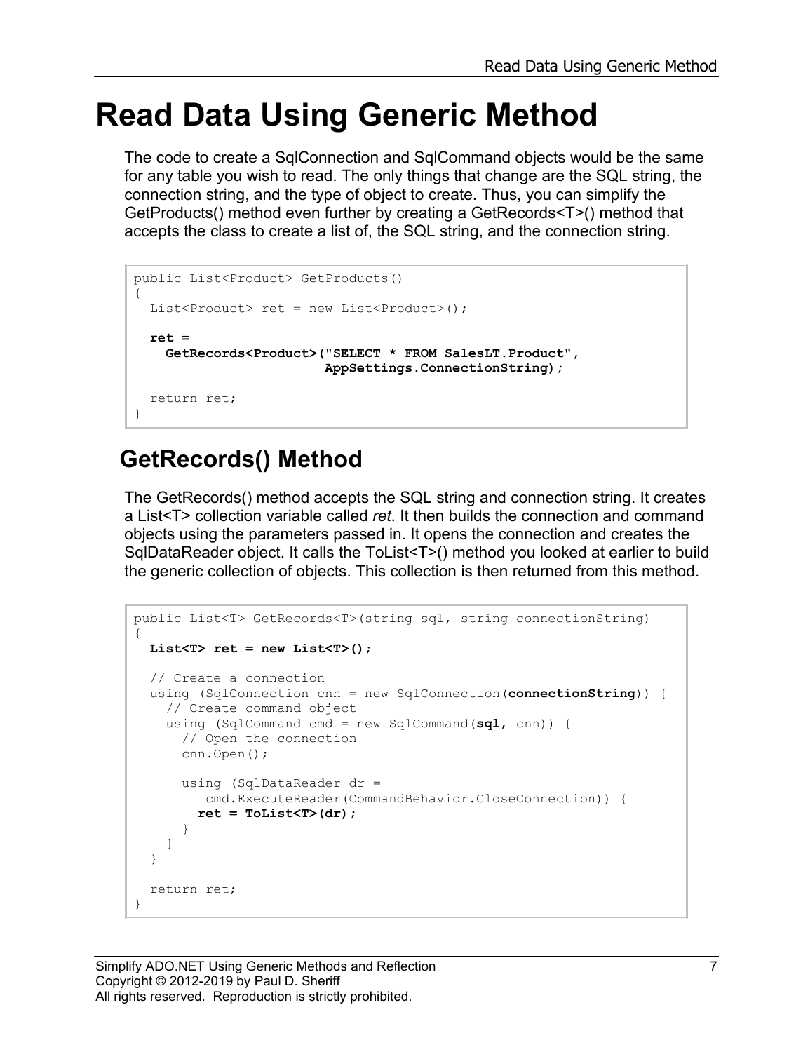# Read Data Using Generic Method

The code to create a SqlConnection and SqlCommand objects would be the same for any table you wish to read. The only things that change are the SQL string, the connection string, and the type of object to create. Thus, you can simplify the GetProducts() method even further by creating a GetRecords<T>() method that accepts the class to create a list of, the SQL string, and the connection string.

```
public List<Product> GetProducts()
{
  List<Product> ret = new List<Product>();

  ret =
    GetRecords<Product>("SELECT * FROM SalesLT.Product",
                        AppSettings.ConnectionString);

  return ret;
}
```

## GetRecords() Method

The GetRecords() method accepts the SQL string and connection string. It creates a List<T> collection variable called *ret*. It then builds the connection and command objects using the parameters passed in. It opens the connection and creates the SqlDataReader object. It calls the ToList<T>() method you looked at earlier to build the generic collection of objects. This collection is then returned from this method.

```
public List<T> GetRecords<T>(string sql, string connectionString)
{
  List<T> ret = new List<T>();

  // Create a connection
  using (SqlConnection cnn = new SqlConnection(connectionString)) {
    // Create command object
    using (SqlCommand cmd = new SqlCommand(sql, cnn)) {
      // Open the connection
      cnn.Open();

      using (SqlDataReader dr =
         cmd.ExecuteReader(CommandBehavior.CloseConnection)) {
        ret = ToList<T>(dr);
      }
    }
  }

  return ret;
}
```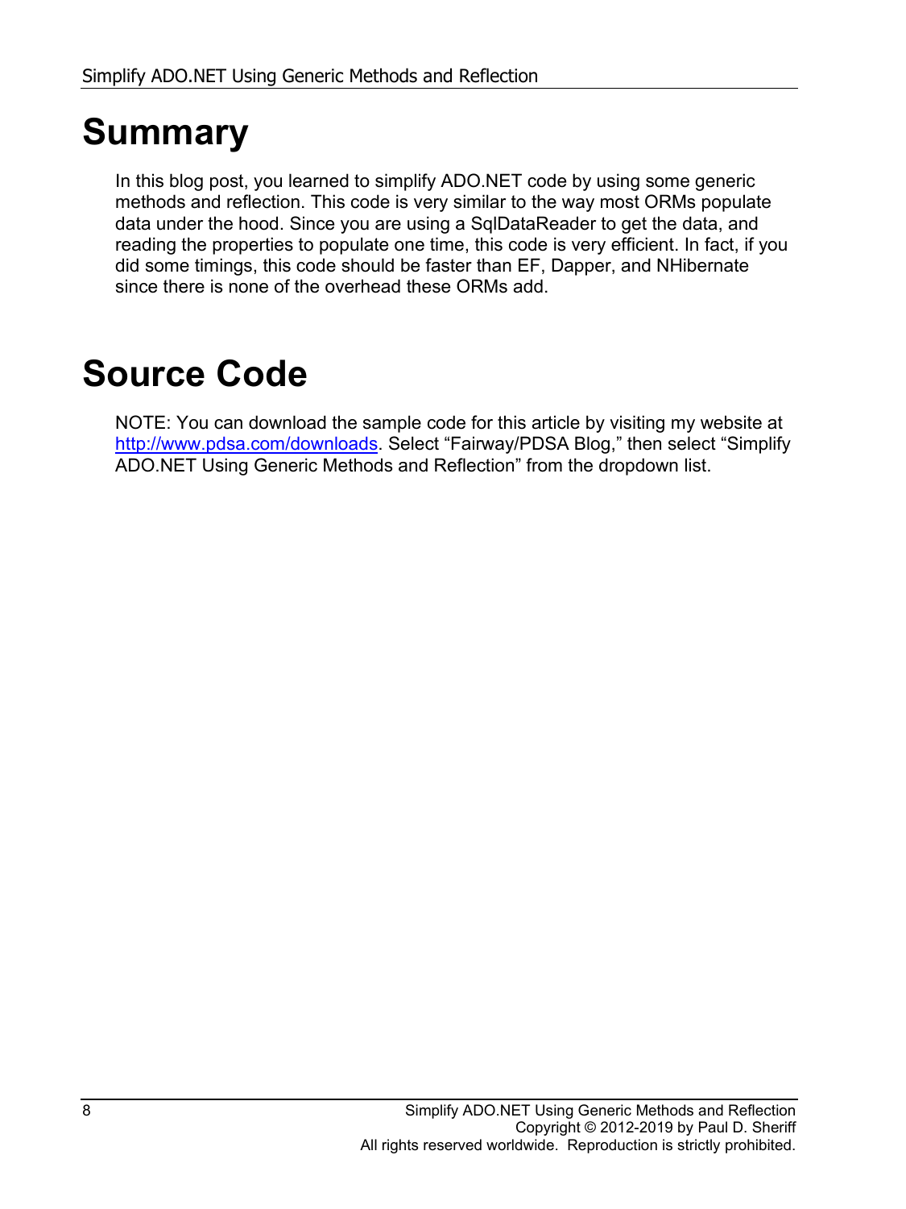# Summary

In this blog post, you learned to simplify ADO.NET code by using some generic methods and reflection. This code is very similar to the way most ORMs populate data under the hood. Since you are using a SqlDataReader to get the data, and reading the properties to populate one time, this code is very efficient. In fact, if you did some timings, this code should be faster than EF, Dapper, and NHibernate since there is none of the overhead these ORMs add.

# Source Code

NOTE: You can download the sample code for this article by visiting my website at [http://www.pdsa.com/downloads](http://www.pdsa.com/downloads). Select "Fairway/PDSA Blog," then select "Simplify ADO.NET Using Generic Methods and Reflection" from the dropdown list.